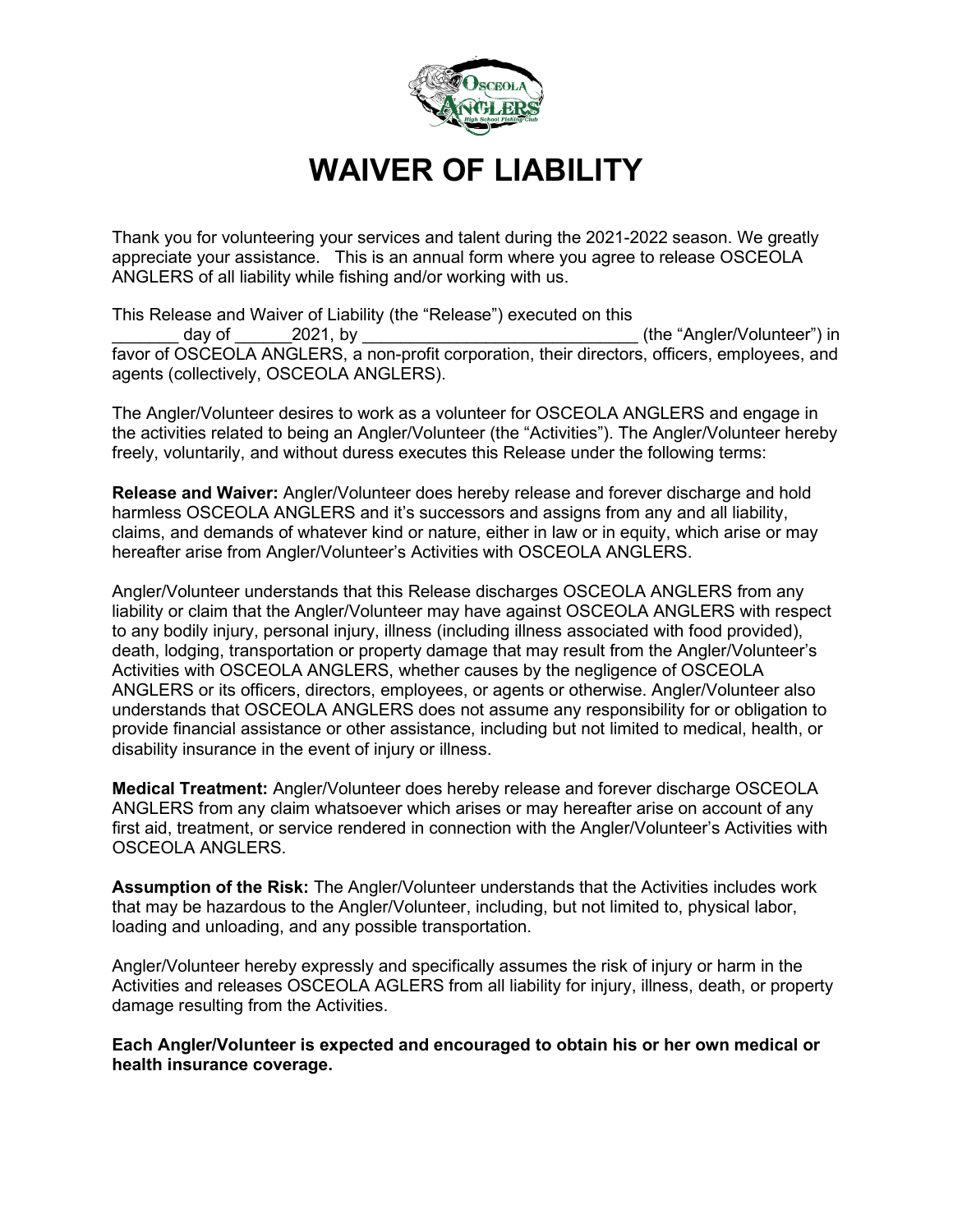# WAIVER OF LIABILITY

Thank you for volunteering your services and talent during the 2021-2022 season. We greatly appreciate your assistance. This is an annual form where you agree to release OSCEOLA ANGLERS of all liability while fishing and/or working with us.

This Release and Waiver of Liability (the "Release") executed on this _______ day of ______2021, by _____________________________ (the "Angler/Volunteer") in favor of OSCEOLA ANGLERS, a non-profit corporation, their directors, officers, employees, and agents (collectively, OSCEOLA ANGLERS).

The Angler/Volunteer desires to work as a volunteer for OSCEOLA ANGLERS and engage in the activities related to being an Angler/Volunteer (the "Activities"). The Angler/Volunteer hereby freely, voluntarily, and without duress executes this Release under the following terms:

**Release and Waiver:** Angler/Volunteer does hereby release and forever discharge and hold harmless OSCEOLA ANGLERS and it's successors and assigns from any and all liability, claims, and demands of whatever kind or nature, either in law or in equity, which arise or may hereafter arise from Angler/Volunteer's Activities with OSCEOLA ANGLERS.

Angler/Volunteer understands that this Release discharges OSCEOLA ANGLERS from any liability or claim that the Angler/Volunteer may have against OSCEOLA ANGLERS with respect to any bodily injury, personal injury, illness (including illness associated with food provided), death, lodging, transportation or property damage that may result from the Angler/Volunteer's Activities with OSCEOLA ANGLERS, whether causes by the negligence of OSCEOLA ANGLERS or its officers, directors, employees, or agents or otherwise. Angler/Volunteer also understands that OSCEOLA ANGLERS does not assume any responsibility for or obligation to provide financial assistance or other assistance, including but not limited to medical, health, or disability insurance in the event of injury or illness.

**Medical Treatment:** Angler/Volunteer does hereby release and forever discharge OSCEOLA ANGLERS from any claim whatsoever which arises or may hereafter arise on account of any first aid, treatment, or service rendered in connection with the Angler/Volunteer's Activities with OSCEOLA ANGLERS.

**Assumption of the Risk:** The Angler/Volunteer understands that the Activities includes work that may be hazardous to the Angler/Volunteer, including, but not limited to, physical labor, loading and unloading, and any possible transportation.

Angler/Volunteer hereby expressly and specifically assumes the risk of injury or harm in the Activities and releases OSCEOLA AGLERS from all liability for injury, illness, death, or property damage resulting from the Activities.

**Each Angler/Volunteer is expected and encouraged to obtain his or her own medical or health insurance coverage.**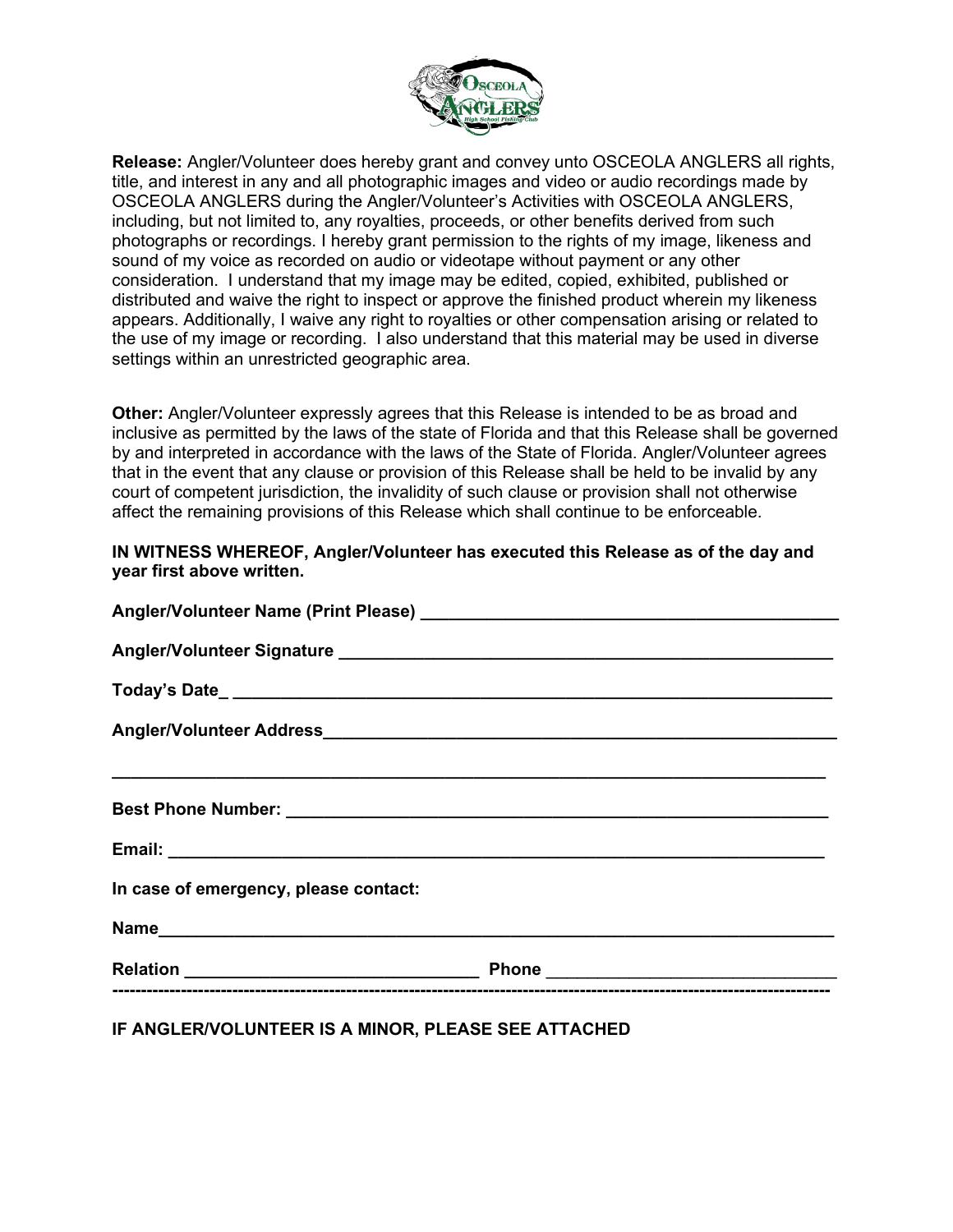**Release:** Angler/Volunteer does hereby grant and convey unto OSCEOLA ANGLERS all rights, title, and interest in any and all photographic images and video or audio recordings made by OSCEOLA ANGLERS during the Angler/Volunteer's Activities with OSCEOLA ANGLERS, including, but not limited to, any royalties, proceeds, or other benefits derived from such photographs or recordings. I hereby grant permission to the rights of my image, likeness and sound of my voice as recorded on audio or videotape without payment or any other consideration. I understand that my image may be edited, copied, exhibited, published or distributed and waive the right to inspect or approve the finished product wherein my likeness appears. Additionally, I waive any right to royalties or other compensation arising or related to the use of my image or recording. I also understand that this material may be used in diverse settings within an unrestricted geographic area.

**Other:** Angler/Volunteer expressly agrees that this Release is intended to be as broad and inclusive as permitted by the laws of the state of Florida and that this Release shall be governed by and interpreted in accordance with the laws of the State of Florida. Angler/Volunteer agrees that in the event that any clause or provision of this Release shall be held to be invalid by any court of competent jurisdiction, the invalidity of such clause or provision shall not otherwise affect the remaining provisions of this Release which shall continue to be enforceable.

**IN WITNESS WHEREOF, Angler/Volunteer has executed this Release as of the day and year first above written.**

**Angler/Volunteer Name (Print Please)** ______________________________________________

**Angler/Volunteer Signature** ______________________________________________________

**Today's Date_** ______________________________________________________________

**Angler/Volunteer Address**________________________________________________________

________________________________________________________________________________

**Best Phone Number:** ___________________________________________________________

**Email:** ______________________________________________________________________

**In case of emergency, please contact:**

**Name**________________________________________________________________________

**Relation** ______________________________ **Phone** ______________________________

---

**IF ANGLER/VOLUNTEER IS A MINOR, PLEASE SEE ATTACHED**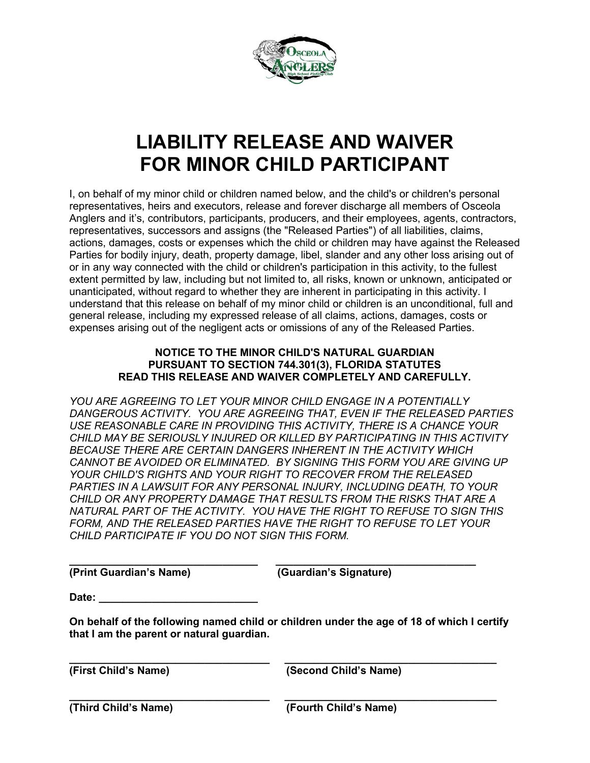# LIABILITY RELEASE AND WAIVER FOR MINOR CHILD PARTICIPANT

I, on behalf of my minor child or children named below, and the child's or children's personal representatives, heirs and executors, release and forever discharge all members of Osceola Anglers and it's, contributors, participants, producers, and their employees, agents, contractors, representatives, successors and assigns (the "Released Parties") of all liabilities, claims, actions, damages, costs or expenses which the child or children may have against the Released Parties for bodily injury, death, property damage, libel, slander and any other loss arising out of or in any way connected with the child or children's participation in this activity, to the fullest extent permitted by law, including but not limited to, all risks, known or unknown, anticipated or unanticipated, without regard to whether they are inherent in participating in this activity. I understand that this release on behalf of my minor child or children is an unconditional, full and general release, including my expressed release of all claims, actions, damages, costs or expenses arising out of the negligent acts or omissions of any of the Released Parties.

**NOTICE TO THE MINOR CHILD'S NATURAL GUARDIAN**
**PURSUANT TO SECTION 744.301(3), FLORIDA STATUTES**
**READ THIS RELEASE AND WAIVER COMPLETELY AND CAREFULLY.**

*YOU ARE AGREEING TO LET YOUR MINOR CHILD ENGAGE IN A POTENTIALLY DANGEROUS ACTIVITY. YOU ARE AGREEING THAT, EVEN IF THE RELEASED PARTIES USE REASONABLE CARE IN PROVIDING THIS ACTIVITY, THERE IS A CHANCE YOUR CHILD MAY BE SERIOUSLY INJURED OR KILLED BY PARTICIPATING IN THIS ACTIVITY BECAUSE THERE ARE CERTAIN DANGERS INHERENT IN THE ACTIVITY WHICH CANNOT BE AVOIDED OR ELIMINATED. BY SIGNING THIS FORM YOU ARE GIVING UP YOUR CHILD'S RIGHTS AND YOUR RIGHT TO RECOVER FROM THE RELEASED PARTIES IN A LAWSUIT FOR ANY PERSONAL INJURY, INCLUDING DEATH, TO YOUR CHILD OR ANY PROPERTY DAMAGE THAT RESULTS FROM THE RISKS THAT ARE A NATURAL PART OF THE ACTIVITY. YOU HAVE THE RIGHT TO REFUSE TO SIGN THIS FORM, AND THE RELEASED PARTIES HAVE THE RIGHT TO REFUSE TO LET YOUR CHILD PARTICIPATE IF YOU DO NOT SIGN THIS FORM.*

______________________________ ______________________________
**(Print Guardian's Name)** **(Guardian's Signature)**

**Date:** ______________________

**On behalf of the following named child or children under the age of 18 of which I certify that I am the parent or natural guardian.**

______________________________ ______________________________
**(First Child's Name)** **(Second Child's Name)**

______________________________ ______________________________
**(Third Child's Name)** **(Fourth Child's Name)**